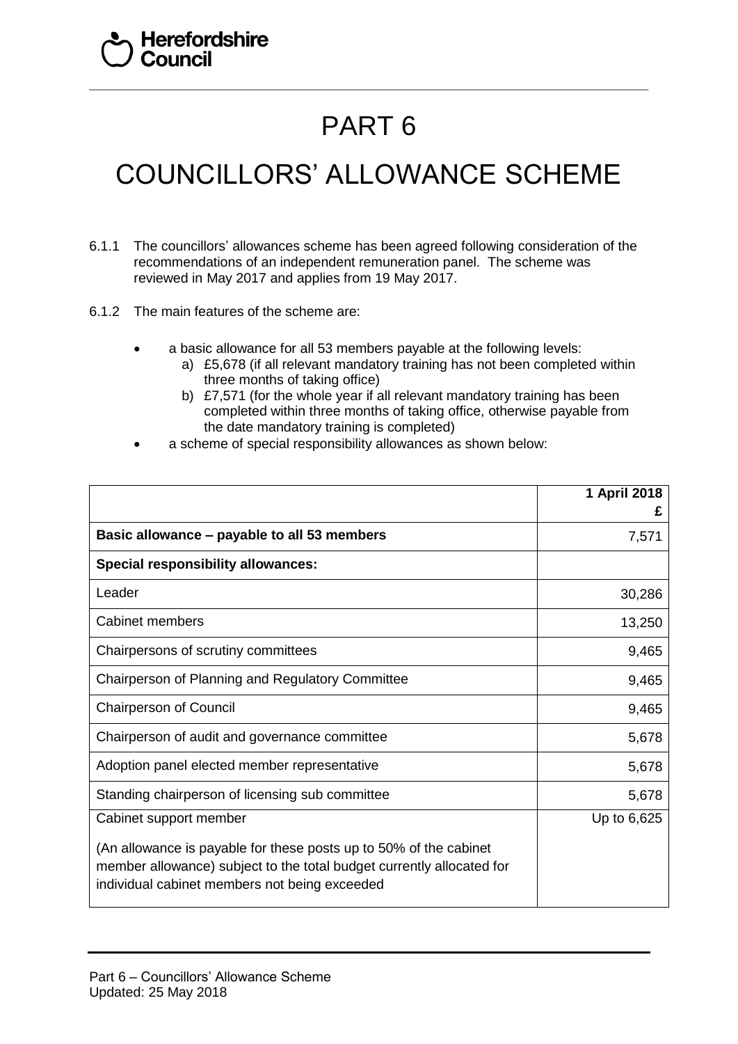# PART 6

# COUNCILLORS' ALLOWANCE SCHEME

6.1.1 The councillors' allowances scheme has been agreed following consideration of the recommendations of an independent remuneration panel. The scheme was reviewed in May 2017 and applies from 19 May 2017.

6.1.2 The main features of the scheme are:

- a basic allowance for all 53 members payable at the following levels:
  a) £5,678 (if all relevant mandatory training has not been completed within three months of taking office)
  b) £7,571 (for the whole year if all relevant mandatory training has been completed within three months of taking office, otherwise payable from the date mandatory training is completed)
- a scheme of special responsibility allowances as shown below:

| | **1 April 2018 £** |
|---|---:|
| **Basic allowance – payable to all 53 members** | 7,571 |
| **Special responsibility allowances:** | |
| Leader | 30,286 |
| Cabinet members | 13,250 |
| Chairpersons of scrutiny committees | 9,465 |
| Chairperson of Planning and Regulatory Committee | 9,465 |
| Chairperson of Council | 9,465 |
| Chairperson of audit and governance committee | 5,678 |
| Adoption panel elected member representative | 5,678 |
| Standing chairperson of licensing sub committee | 5,678 |
| Cabinet support member<br><br>(An allowance is payable for these posts up to 50% of the cabinet member allowance) subject to the total budget currently allocated for individual cabinet members not being exceeded | Up to 6,625 |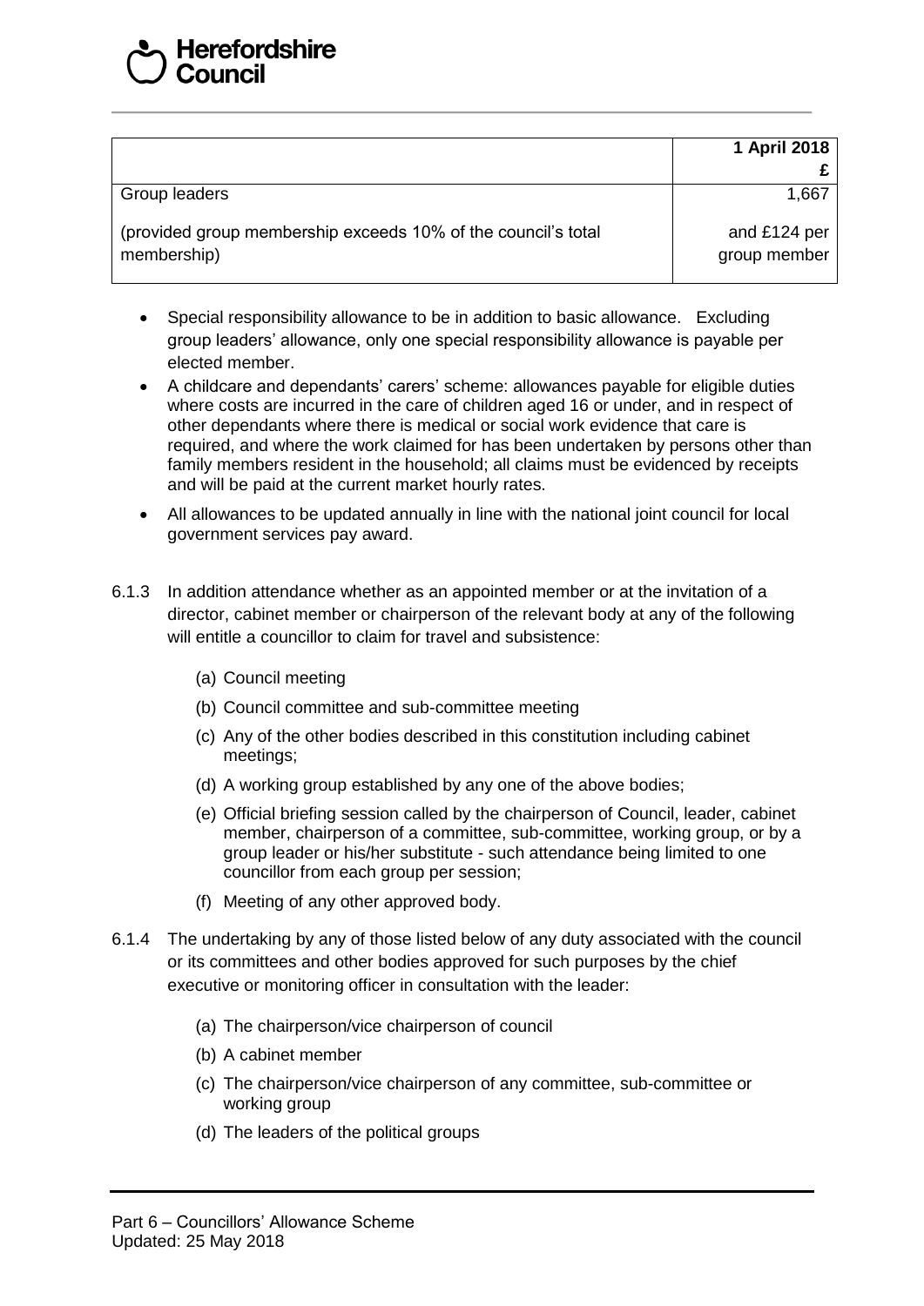| | 1 April 2018 £ |
|---|---|
| Group leaders | 1,667 |
| (provided group membership exceeds 10% of the council's total membership) | and £124 per group member |

- Special responsibility allowance to be in addition to basic allowance. Excluding group leaders' allowance, only one special responsibility allowance is payable per elected member.
- A childcare and dependants' carers' scheme: allowances payable for eligible duties where costs are incurred in the care of children aged 16 or under, and in respect of other dependants where there is medical or social work evidence that care is required, and where the work claimed for has been undertaken by persons other than family members resident in the household; all claims must be evidenced by receipts and will be paid at the current market hourly rates.
- All allowances to be updated annually in line with the national joint council for local government services pay award.

6.1.3 In addition attendance whether as an appointed member or at the invitation of a director, cabinet member or chairperson of the relevant body at any of the following will entitle a councillor to claim for travel and subsistence:

(a) Council meeting

(b) Council committee and sub-committee meeting

(c) Any of the other bodies described in this constitution including cabinet meetings;

(d) A working group established by any one of the above bodies;

(e) Official briefing session called by the chairperson of Council, leader, cabinet member, chairperson of a committee, sub-committee, working group, or by a group leader or his/her substitute - such attendance being limited to one councillor from each group per session;

(f) Meeting of any other approved body.

6.1.4 The undertaking by any of those listed below of any duty associated with the council or its committees and other bodies approved for such purposes by the chief executive or monitoring officer in consultation with the leader:

(a) The chairperson/vice chairperson of council

(b) A cabinet member

(c) The chairperson/vice chairperson of any committee, sub-committee or working group

(d) The leaders of the political groups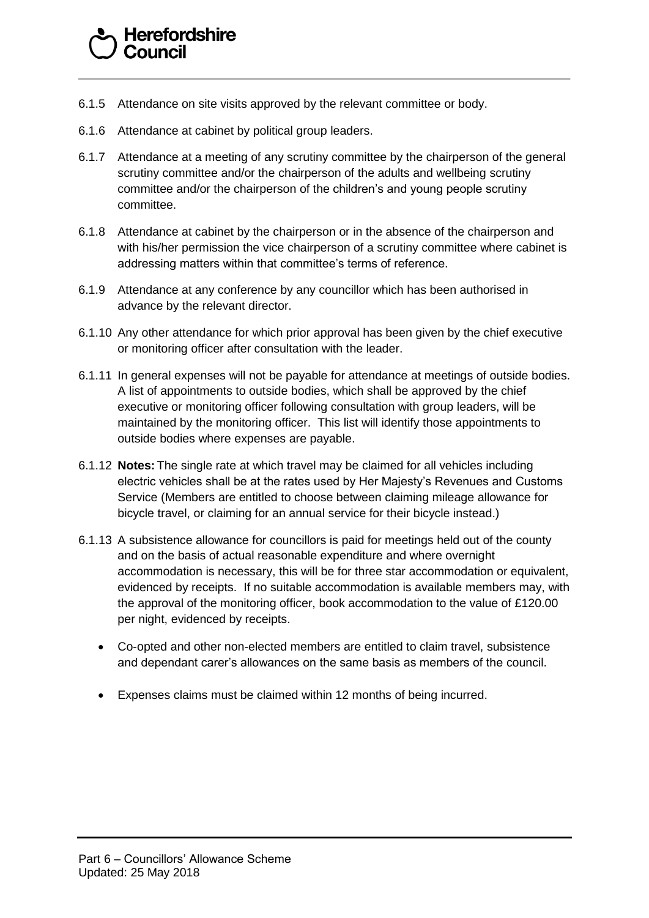6.1.5 Attendance on site visits approved by the relevant committee or body.

6.1.6 Attendance at cabinet by political group leaders.

6.1.7 Attendance at a meeting of any scrutiny committee by the chairperson of the general scrutiny committee and/or the chairperson of the adults and wellbeing scrutiny committee and/or the chairperson of the children's and young people scrutiny committee.

6.1.8 Attendance at cabinet by the chairperson or in the absence of the chairperson and with his/her permission the vice chairperson of a scrutiny committee where cabinet is addressing matters within that committee's terms of reference.

6.1.9 Attendance at any conference by any councillor which has been authorised in advance by the relevant director.

6.1.10 Any other attendance for which prior approval has been given by the chief executive or monitoring officer after consultation with the leader.

6.1.11 In general expenses will not be payable for attendance at meetings of outside bodies. A list of appointments to outside bodies, which shall be approved by the chief executive or monitoring officer following consultation with group leaders, will be maintained by the monitoring officer. This list will identify those appointments to outside bodies where expenses are payable.

6.1.12 **Notes:** The single rate at which travel may be claimed for all vehicles including electric vehicles shall be at the rates used by Her Majesty's Revenues and Customs Service (Members are entitled to choose between claiming mileage allowance for bicycle travel, or claiming for an annual service for their bicycle instead.)

6.1.13 A subsistence allowance for councillors is paid for meetings held out of the county and on the basis of actual reasonable expenditure and where overnight accommodation is necessary, this will be for three star accommodation or equivalent, evidenced by receipts. If no suitable accommodation is available members may, with the approval of the monitoring officer, book accommodation to the value of £120.00 per night, evidenced by receipts.

- Co-opted and other non-elected members are entitled to claim travel, subsistence and dependant carer's allowances on the same basis as members of the council.
- Expenses claims must be claimed within 12 months of being incurred.